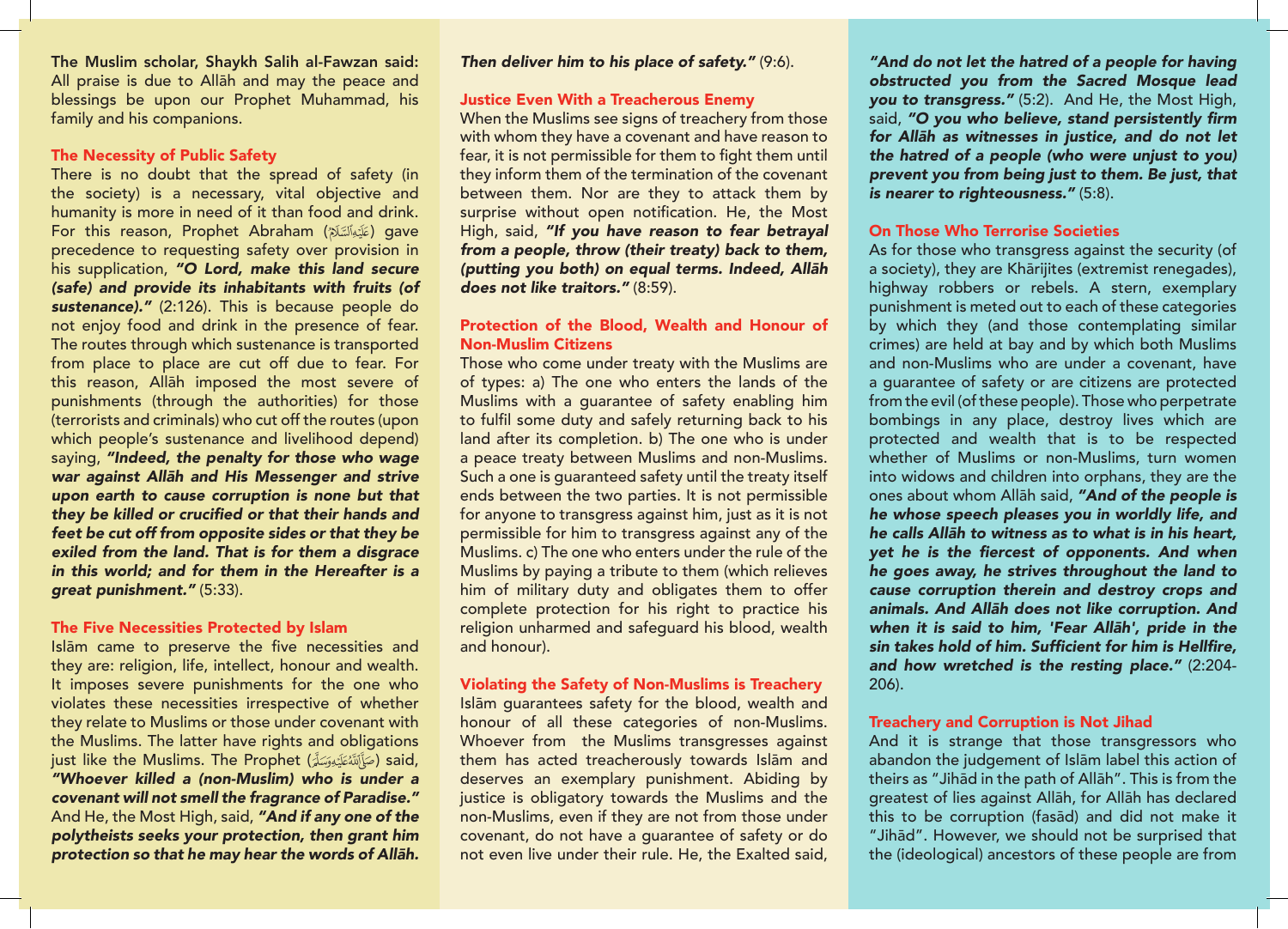**The Muslim scholar, Shaykh Salih al-Fawzan said:** All praise is due to Allāh and may the peace and blessings be upon our Prophet Muhammad, his family and his companions.

## The Necessity of Public Safety

There is no doubt that the spread of safety (in the society) is a necessary, vital objective and humanity is more in need of it than food and drink. For this reason, Prophet Abraham (عَلَيْهِ السَّلَامُ) gave precedence to requesting safety over provision in his supplication, ***"O Lord, make this land secure (safe) and provide its inhabitants with fruits (of sustenance)."*** (2:126). This is because people do not enjoy food and drink in the presence of fear. The routes through which sustenance is transported from place to place are cut off due to fear. For this reason, Allāh imposed the most severe of punishments (through the authorities) for those (terrorists and criminals) who cut off the routes (upon which people's sustenance and livelihood depend) saying, ***"Indeed, the penalty for those who wage war against Allāh and His Messenger and strive upon earth to cause corruption is none but that they be killed or crucified or that their hands and feet be cut off from opposite sides or that they be exiled from the land. That is for them a disgrace in this world; and for them in the Hereafter is a great punishment."*** (5:33).

## The Five Necessities Protected by Islam

Islām came to preserve the five necessities and they are: religion, life, intellect, honour and wealth. It imposes severe punishments for the one who violates these necessities irrespective of whether they relate to Muslims or those under covenant with the Muslims. The latter have rights and obligations just like the Muslims. The Prophet (صَلَّى اللَّهُ عَلَيْهِ وَسَلَّمَ) said, ***"Whoever killed a (non-Muslim) who is under a covenant will not smell the fragrance of Paradise."*** And He, the Most High, said, ***"And if any one of the polytheists seeks your protection, then grant him protection so that he may hear the words of Allāh. Then deliver him to his place of safety."*** (9:6).

## Justice Even With a Treacherous Enemy

When the Muslims see signs of treachery from those with whom they have a covenant and have reason to fear, it is not permissible for them to fight them until they inform them of the termination of the covenant between them. Nor are they to attack them by surprise without open notification. He, the Most High, said, ***"If you have reason to fear betrayal from a people, throw (their treaty) back to them, (putting you both) on equal terms. Indeed, Allāh does not like traitors."*** (8:59).

## Protection of the Blood, Wealth and Honour of Non-Muslim Citizens

Those who come under treaty with the Muslims are of types: a) The one who enters the lands of the Muslims with a guarantee of safety enabling him to fulfil some duty and safely returning back to his land after its completion. b) The one who is under a peace treaty between Muslims and non-Muslims. Such a one is guaranteed safety until the treaty itself ends between the two parties. It is not permissible for anyone to transgress against him, just as it is not permissible for him to transgress against any of the Muslims. c) The one who enters under the rule of the Muslims by paying a tribute to them (which relieves him of military duty and obligates them to offer complete protection for his right to practice his religion unharmed and safeguard his blood, wealth and honour).

## Violating the Safety of Non-Muslims is Treachery

Islām guarantees safety for the blood, wealth and honour of all these categories of non-Muslims. Whoever from the Muslims transgresses against them has acted treacherously towards Islām and deserves an exemplary punishment. Abiding by justice is obligatory towards the Muslims and the non-Muslims, even if they are not from those under covenant, do not have a guarantee of safety or do not even live under their rule. He, the Exalted said, ***"And do not let the hatred of a people for having obstructed you from the Sacred Mosque lead you to transgress."*** (5:2). And He, the Most High, said, ***"O you who believe, stand persistently firm for Allāh as witnesses in justice, and do not let the hatred of a people (who were unjust to you) prevent you from being just to them. Be just, that is nearer to righteousness."*** (5:8).

## On Those Who Terrorise Societies

As for those who transgress against the security (of a society), they are Khārijites (extremist renegades), highway robbers or rebels. A stern, exemplary punishment is meted out to each of these categories by which they (and those contemplating similar crimes) are held at bay and by which both Muslims and non-Muslims who are under a covenant, have a guarantee of safety or are citizens are protected from the evil (of these people). Those who perpetrate bombings in any place, destroy lives which are protected and wealth that is to be respected whether of Muslims or non-Muslims, turn women into widows and children into orphans, they are the ones about whom Allāh said, ***"And of the people is he whose speech pleases you in worldly life, and he calls Allāh to witness as to what is in his heart, yet he is the fiercest of opponents. And when he goes away, he strives throughout the land to cause corruption therein and destroy crops and animals. And Allāh does not like corruption. And when it is said to him, 'Fear Allāh', pride in the sin takes hold of him. Sufficient for him is Hellfire, and how wretched is the resting place."*** (2:204-206).

## Treachery and Corruption is Not Jihad

And it is strange that those transgressors who abandon the judgement of Islām label this action of theirs as "Jihād in the path of Allāh". This is from the greatest of lies against Allāh, for Allāh has declared this to be corruption (fasād) and did not make it "Jihād". However, we should not be surprised that the (ideological) ancestors of these people are from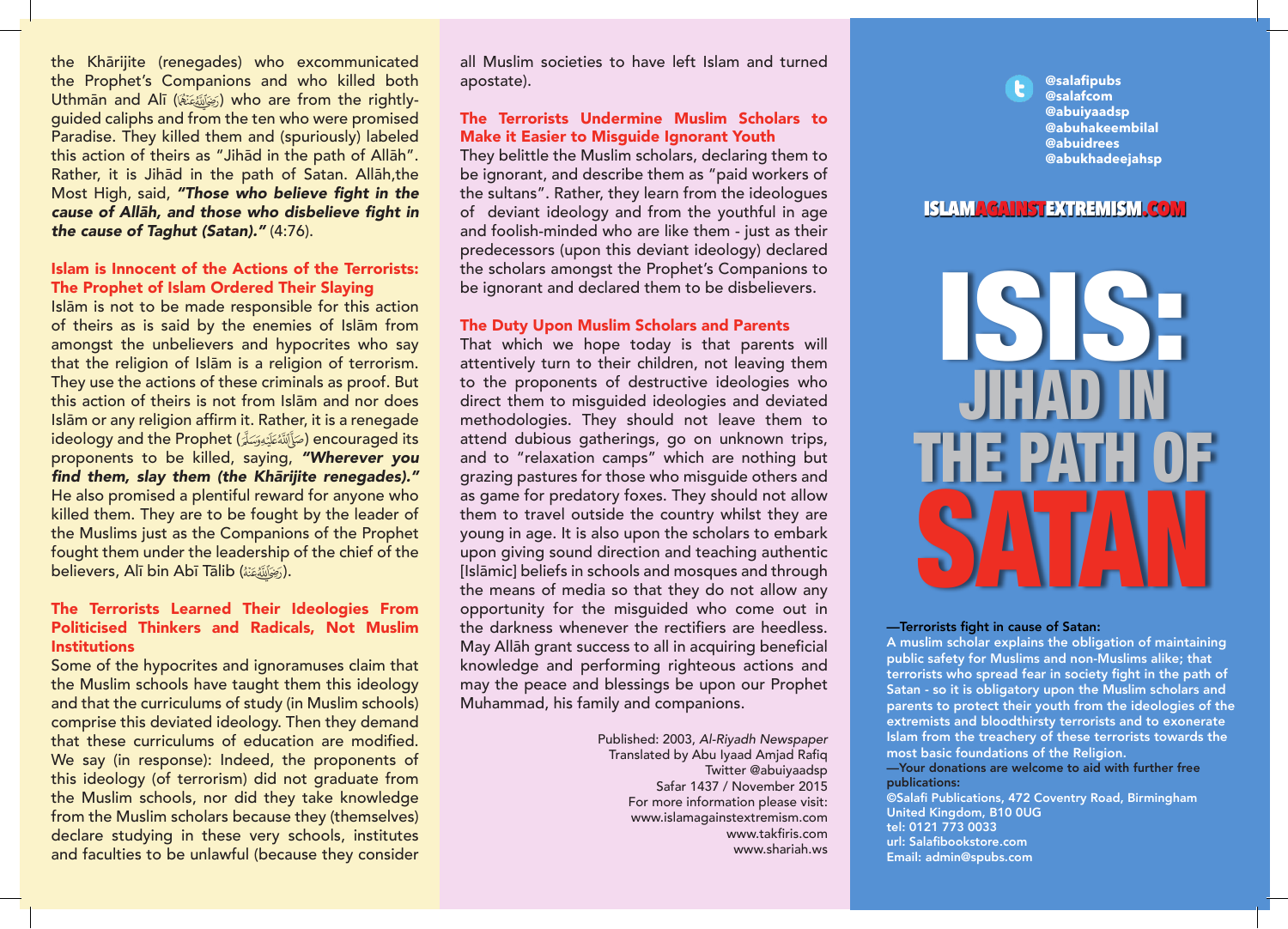the Khārijite (renegades) who excommunicated the Prophet's Companions and who killed both Uthmān and Alī (رَضِيَ اللَّهُ عَنْهُمَا) who are from the rightly-guided caliphs and from the ten who were promised Paradise. They killed them and (spuriously) labeled this action of theirs as "Jihād in the path of Allāh". Rather, it is Jihād in the path of Satan. Allāh,the Most High, said, ***"Those who believe fight in the cause of Allāh, and those who disbelieve fight in the cause of Taghut (Satan)."*** (4:76).

## Islam is Innocent of the Actions of the Terrorists: The Prophet of Islam Ordered Their Slaying

Islām is not to be made responsible for this action of theirs as is said by the enemies of Islām from amongst the unbelievers and hypocrites who say that the religion of Islām is a religion of terrorism. They use the actions of these criminals as proof. But this action of theirs is not from Islām and nor does Islām or any religion affirm it. Rather, it is a renegade ideology and the Prophet (صَلَّى اللَّهُ عَلَيْهِ وَسَلَّمَ) encouraged its proponents to be killed, saying, ***"Wherever you find them, slay them (the Khārijite renegades)."*** He also promised a plentiful reward for anyone who killed them. They are to be fought by the leader of the Muslims just as the Companions of the Prophet fought them under the leadership of the chief of the believers, Alī bin Abī Tālib (رَضِيَ اللَّهُ عَنْهُ).

## The Terrorists Learned Their Ideologies From Politicised Thinkers and Radicals, Not Muslim Institutions

Some of the hypocrites and ignoramuses claim that the Muslim schools have taught them this ideology and that the curriculums of study (in Muslim schools) comprise this deviated ideology. Then they demand that these curriculums of education are modified. We say (in response): Indeed, the proponents of this ideology (of terrorism) did not graduate from the Muslim schools, nor did they take knowledge from the Muslim scholars because they (themselves) declare studying in these very schools, institutes and faculties to be unlawful (because they consider all Muslim societies to have left Islam and turned apostate).

## The Terrorists Undermine Muslim Scholars to Make it Easier to Misguide Ignorant Youth

They belittle the Muslim scholars, declaring them to be ignorant, and describe them as "paid workers of the sultans". Rather, they learn from the ideologues of deviant ideology and from the youthful in age and foolish-minded who are like them - just as their predecessors (upon this deviant ideology) declared the scholars amongst the Prophet's Companions to be ignorant and declared them to be disbelievers.

## The Duty Upon Muslim Scholars and Parents

That which we hope today is that parents will attentively turn to their children, not leaving them to the proponents of destructive ideologies who direct them to misguided ideologies and deviated methodologies. They should not leave them to attend dubious gatherings, go on unknown trips, and to "relaxation camps" which are nothing but grazing pastures for those who misguide others and as game for predatory foxes. They should not allow them to travel outside the country whilst they are young in age. It is also upon the scholars to embark upon giving sound direction and teaching authentic [Islāmic] beliefs in schools and mosques and through the means of media so that they do not allow any opportunity for the misguided who come out in the darkness whenever the rectifiers are heedless. May Allāh grant success to all in acquiring beneficial knowledge and performing righteous actions and may the peace and blessings be upon our Prophet Muhammad, his family and companions.

Published: 2003, *Al-Riyadh Newspaper*
Translated by Abu Iyaad Amjad Rafiq
Twitter @abuiyaadsp
Safar 1437 / November 2015
For more information please visit:
www.islamagainstextremism.com
www.takfiris.com
www.shariah.ws

@salafipubs
@salafcom
@abuiyaadsp
@abuhakeembilal
@abuidrees
@abukhadeejahsp

ISLAMAGAINSTEXTREMISM.COM

# ISIS: JIHAD IN THE PATH OF SATAN

**—Terrorists fight in cause of Satan:**
**A muslim scholar explains the obligation of maintaining public safety for Muslims and non-Muslims alike; that terrorists who spread fear in society fight in the path of Satan - so it is obligatory upon the Muslim scholars and parents to protect their youth from the ideologies of the extremists and bloodthirsty terrorists and to exonerate Islam from the treachery of these terrorists towards the most basic foundations of the Religion.**
**—Your donations are welcome to aid with further free publications:**
**©Salafi Publications, 472 Coventry Road, Birmingham United Kingdom, B10 0UG**
**tel: 0121 773 0033**
**url: Salafibookstore.com**
**Email: admin@spubs.com**